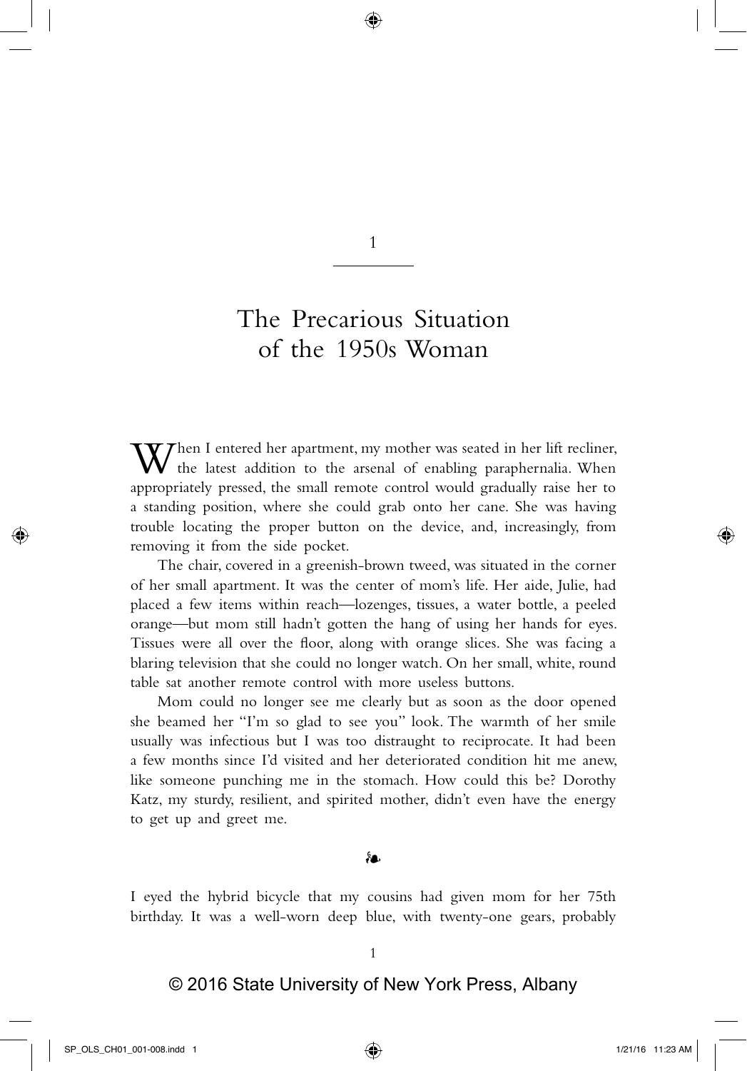# 1

# The Precarious Situation of the 1950s Woman

When I entered her apartment, my mother was seated in her lift recliner, the latest addition to the arsenal of enabling paraphernalia. When appropriately pressed, the small remote control would gradually raise her to a standing position, where she could grab onto her cane. She was having trouble locating the proper button on the device, and, increasingly, from removing it from the side pocket.

The chair, covered in a greenish-brown tweed, was situated in the corner of her small apartment. It was the center of mom's life. Her aide, Julie, had placed a few items within reach—lozenges, tissues, a water bottle, a peeled orange—but mom still hadn't gotten the hang of using her hands for eyes. Tissues were all over the floor, along with orange slices. She was facing a blaring television that she could no longer watch. On her small, white, round table sat another remote control with more useless buttons.

Mom could no longer see me clearly but as soon as the door opened she beamed her "I'm so glad to see you" look. The warmth of her smile usually was infectious but I was too distraught to reciprocate. It had been a few months since I'd visited and her deteriorated condition hit me anew, like someone punching me in the stomach. How could this be? Dorothy Katz, my sturdy, resilient, and spirited mother, didn't even have the energy to get up and greet me.

❧

I eyed the hybrid bicycle that my cousins had given mom for her 75th birthday. It was a well-worn deep blue, with twenty-one gears, probably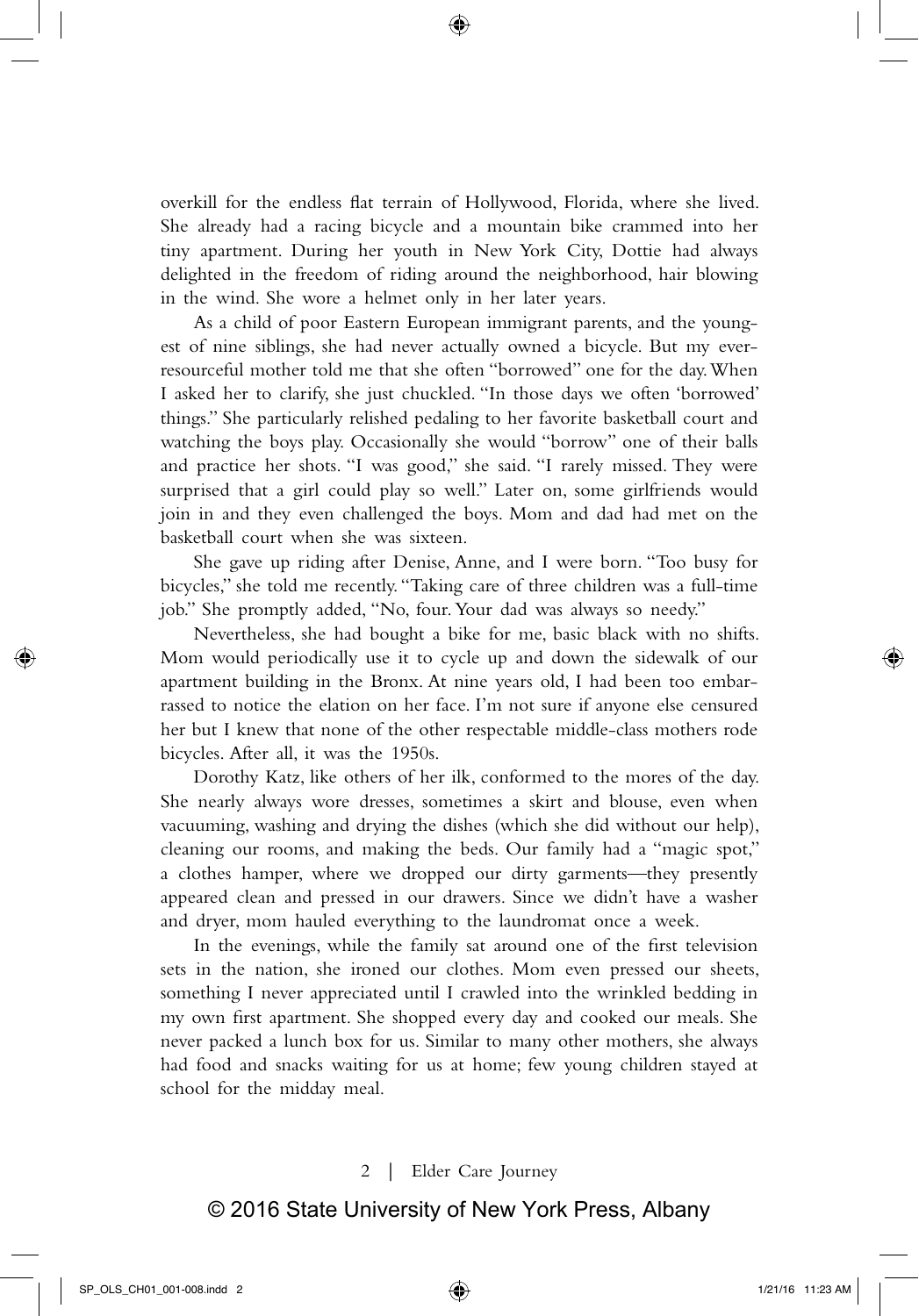overkill for the endless flat terrain of Hollywood, Florida, where she lived. She already had a racing bicycle and a mountain bike crammed into her tiny apartment. During her youth in New York City, Dottie had always delighted in the freedom of riding around the neighborhood, hair blowing in the wind. She wore a helmet only in her later years.

As a child of poor Eastern European immigrant parents, and the youngest of nine siblings, she had never actually owned a bicycle. But my ever-resourceful mother told me that she often "borrowed" one for the day. When I asked her to clarify, she just chuckled. "In those days we often 'borrowed' things." She particularly relished pedaling to her favorite basketball court and watching the boys play. Occasionally she would "borrow" one of their balls and practice her shots. "I was good," she said. "I rarely missed. They were surprised that a girl could play so well." Later on, some girlfriends would join in and they even challenged the boys. Mom and dad had met on the basketball court when she was sixteen.

She gave up riding after Denise, Anne, and I were born. "Too busy for bicycles," she told me recently. "Taking care of three children was a full-time job." She promptly added, "No, four. Your dad was always so needy."

Nevertheless, she had bought a bike for me, basic black with no shifts. Mom would periodically use it to cycle up and down the sidewalk of our apartment building in the Bronx. At nine years old, I had been too embarrassed to notice the elation on her face. I'm not sure if anyone else censured her but I knew that none of the other respectable middle-class mothers rode bicycles. After all, it was the 1950s.

Dorothy Katz, like others of her ilk, conformed to the mores of the day. She nearly always wore dresses, sometimes a skirt and blouse, even when vacuuming, washing and drying the dishes (which she did without our help), cleaning our rooms, and making the beds. Our family had a "magic spot," a clothes hamper, where we dropped our dirty garments—they presently appeared clean and pressed in our drawers. Since we didn't have a washer and dryer, mom hauled everything to the laundromat once a week.

In the evenings, while the family sat around one of the first television sets in the nation, she ironed our clothes. Mom even pressed our sheets, something I never appreciated until I crawled into the wrinkled bedding in my own first apartment. She shopped every day and cooked our meals. She never packed a lunch box for us. Similar to many other mothers, she always had food and snacks waiting for us at home; few young children stayed at school for the midday meal.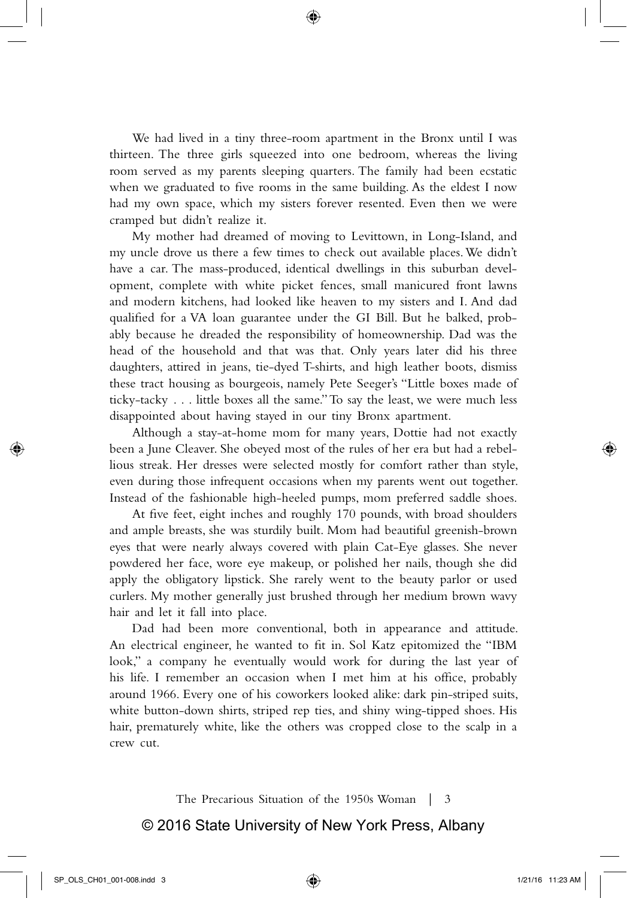We had lived in a tiny three-room apartment in the Bronx until I was thirteen. The three girls squeezed into one bedroom, whereas the living room served as my parents sleeping quarters. The family had been ecstatic when we graduated to five rooms in the same building. As the eldest I now had my own space, which my sisters forever resented. Even then we were cramped but didn't realize it.

My mother had dreamed of moving to Levittown, in Long-Island, and my uncle drove us there a few times to check out available places. We didn't have a car. The mass-produced, identical dwellings in this suburban development, complete with white picket fences, small manicured front lawns and modern kitchens, had looked like heaven to my sisters and I. And dad qualified for a VA loan guarantee under the GI Bill. But he balked, probably because he dreaded the responsibility of homeownership. Dad was the head of the household and that was that. Only years later did his three daughters, attired in jeans, tie-dyed T-shirts, and high leather boots, dismiss these tract housing as bourgeois, namely Pete Seeger's "Little boxes made of ticky-tacky . . . little boxes all the same." To say the least, we were much less disappointed about having stayed in our tiny Bronx apartment.

Although a stay-at-home mom for many years, Dottie had not exactly been a June Cleaver. She obeyed most of the rules of her era but had a rebellious streak. Her dresses were selected mostly for comfort rather than style, even during those infrequent occasions when my parents went out together. Instead of the fashionable high-heeled pumps, mom preferred saddle shoes.

At five feet, eight inches and roughly 170 pounds, with broad shoulders and ample breasts, she was sturdily built. Mom had beautiful greenish-brown eyes that were nearly always covered with plain Cat-Eye glasses. She never powdered her face, wore eye makeup, or polished her nails, though she did apply the obligatory lipstick. She rarely went to the beauty parlor or used curlers. My mother generally just brushed through her medium brown wavy hair and let it fall into place.

Dad had been more conventional, both in appearance and attitude. An electrical engineer, he wanted to fit in. Sol Katz epitomized the "IBM look," a company he eventually would work for during the last year of his life. I remember an occasion when I met him at his office, probably around 1966. Every one of his coworkers looked alike: dark pin-striped suits, white button-down shirts, striped rep ties, and shiny wing-tipped shoes. His hair, prematurely white, like the others was cropped close to the scalp in a crew cut.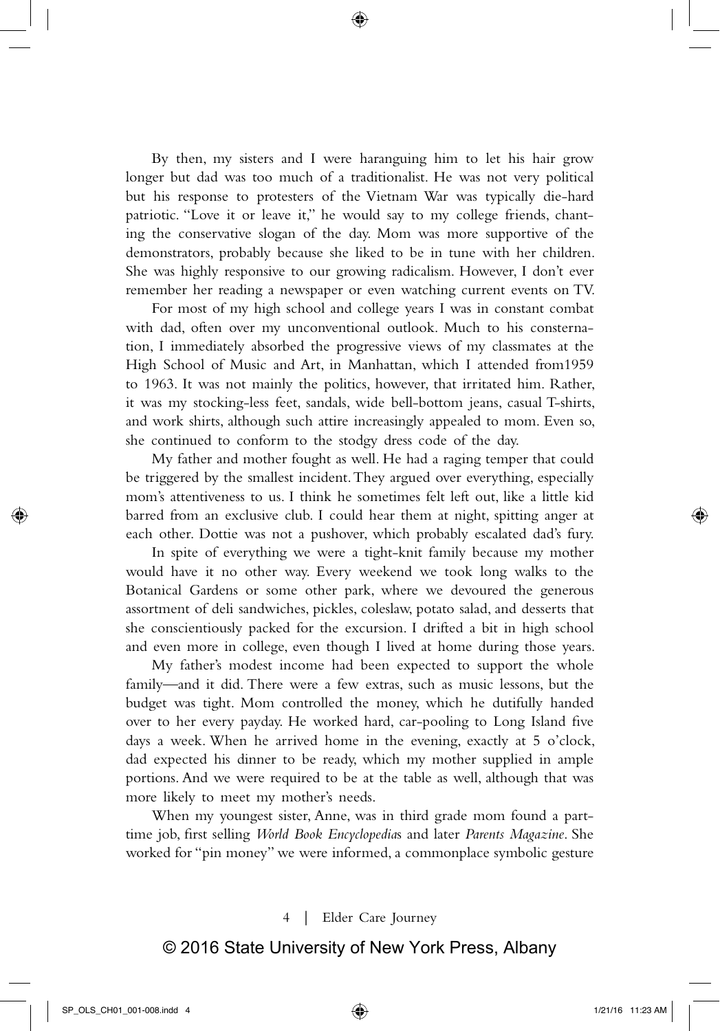By then, my sisters and I were haranguing him to let his hair grow longer but dad was too much of a traditionalist. He was not very political but his response to protesters of the Vietnam War was typically die-hard patriotic. "Love it or leave it," he would say to my college friends, chanting the conservative slogan of the day. Mom was more supportive of the demonstrators, probably because she liked to be in tune with her children. She was highly responsive to our growing radicalism. However, I don't ever remember her reading a newspaper or even watching current events on TV.

For most of my high school and college years I was in constant combat with dad, often over my unconventional outlook. Much to his consternation, I immediately absorbed the progressive views of my classmates at the High School of Music and Art, in Manhattan, which I attended from1959 to 1963. It was not mainly the politics, however, that irritated him. Rather, it was my stocking-less feet, sandals, wide bell-bottom jeans, casual T-shirts, and work shirts, although such attire increasingly appealed to mom. Even so, she continued to conform to the stodgy dress code of the day.

My father and mother fought as well. He had a raging temper that could be triggered by the smallest incident. They argued over everything, especially mom's attentiveness to us. I think he sometimes felt left out, like a little kid barred from an exclusive club. I could hear them at night, spitting anger at each other. Dottie was not a pushover, which probably escalated dad's fury.

In spite of everything we were a tight-knit family because my mother would have it no other way. Every weekend we took long walks to the Botanical Gardens or some other park, where we devoured the generous assortment of deli sandwiches, pickles, coleslaw, potato salad, and desserts that she conscientiously packed for the excursion. I drifted a bit in high school and even more in college, even though I lived at home during those years.

My father's modest income had been expected to support the whole family—and it did. There were a few extras, such as music lessons, but the budget was tight. Mom controlled the money, which he dutifully handed over to her every payday. He worked hard, car-pooling to Long Island five days a week. When he arrived home in the evening, exactly at 5 o'clock, dad expected his dinner to be ready, which my mother supplied in ample portions. And we were required to be at the table as well, although that was more likely to meet my mother's needs.

When my youngest sister, Anne, was in third grade mom found a part-time job, first selling *World Book Encyclopedia*s and later *Parents Magazine*. She worked for "pin money" we were informed, a commonplace symbolic gesture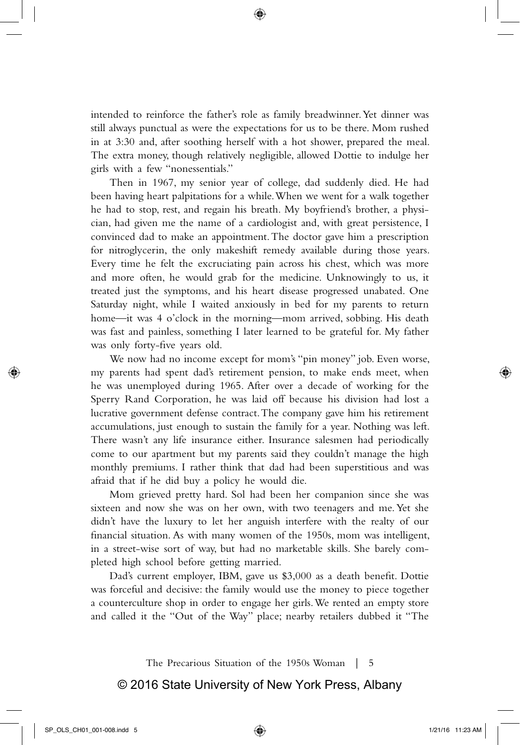intended to reinforce the father's role as family breadwinner. Yet dinner was still always punctual as were the expectations for us to be there. Mom rushed in at 3:30 and, after soothing herself with a hot shower, prepared the meal. The extra money, though relatively negligible, allowed Dottie to indulge her girls with a few "nonessentials."

Then in 1967, my senior year of college, dad suddenly died. He had been having heart palpitations for a while. When we went for a walk together he had to stop, rest, and regain his breath. My boyfriend's brother, a physician, had given me the name of a cardiologist and, with great persistence, I convinced dad to make an appointment. The doctor gave him a prescription for nitroglycerin, the only makeshift remedy available during those years. Every time he felt the excruciating pain across his chest, which was more and more often, he would grab for the medicine. Unknowingly to us, it treated just the symptoms, and his heart disease progressed unabated. One Saturday night, while I waited anxiously in bed for my parents to return home—it was 4 o'clock in the morning—mom arrived, sobbing. His death was fast and painless, something I later learned to be grateful for. My father was only forty-five years old.

We now had no income except for mom's "pin money" job. Even worse, my parents had spent dad's retirement pension, to make ends meet, when he was unemployed during 1965. After over a decade of working for the Sperry Rand Corporation, he was laid off because his division had lost a lucrative government defense contract. The company gave him his retirement accumulations, just enough to sustain the family for a year. Nothing was left. There wasn't any life insurance either. Insurance salesmen had periodically come to our apartment but my parents said they couldn't manage the high monthly premiums. I rather think that dad had been superstitious and was afraid that if he did buy a policy he would die.

Mom grieved pretty hard. Sol had been her companion since she was sixteen and now she was on her own, with two teenagers and me. Yet she didn't have the luxury to let her anguish interfere with the realty of our financial situation. As with many women of the 1950s, mom was intelligent, in a street-wise sort of way, but had no marketable skills. She barely completed high school before getting married.

Dad's current employer, IBM, gave us $3,000 as a death benefit. Dottie was forceful and decisive: the family would use the money to piece together a counterculture shop in order to engage her girls. We rented an empty store and called it the "Out of the Way" place; nearby retailers dubbed it "The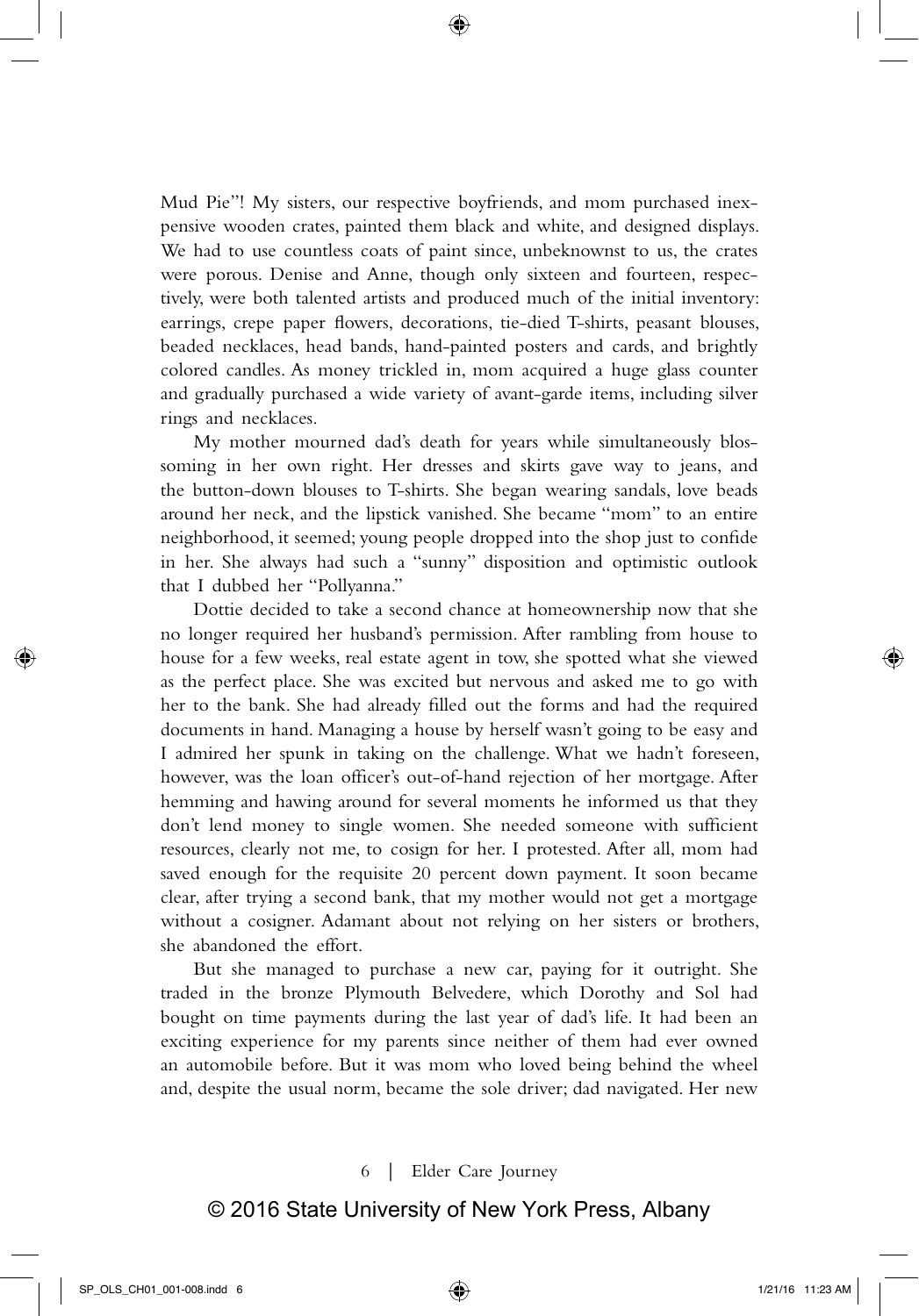Mud Pie"! My sisters, our respective boyfriends, and mom purchased inexpensive wooden crates, painted them black and white, and designed displays. We had to use countless coats of paint since, unbeknownst to us, the crates were porous. Denise and Anne, though only sixteen and fourteen, respectively, were both talented artists and produced much of the initial inventory: earrings, crepe paper flowers, decorations, tie-died T-shirts, peasant blouses, beaded necklaces, head bands, hand-painted posters and cards, and brightly colored candles. As money trickled in, mom acquired a huge glass counter and gradually purchased a wide variety of avant-garde items, including silver rings and necklaces.

My mother mourned dad's death for years while simultaneously blossoming in her own right. Her dresses and skirts gave way to jeans, and the button-down blouses to T-shirts. She began wearing sandals, love beads around her neck, and the lipstick vanished. She became "mom" to an entire neighborhood, it seemed; young people dropped into the shop just to confide in her. She always had such a "sunny" disposition and optimistic outlook that I dubbed her "Pollyanna."

Dottie decided to take a second chance at homeownership now that she no longer required her husband's permission. After rambling from house to house for a few weeks, real estate agent in tow, she spotted what she viewed as the perfect place. She was excited but nervous and asked me to go with her to the bank. She had already filled out the forms and had the required documents in hand. Managing a house by herself wasn't going to be easy and I admired her spunk in taking on the challenge. What we hadn't foreseen, however, was the loan officer's out-of-hand rejection of her mortgage. After hemming and hawing around for several moments he informed us that they don't lend money to single women. She needed someone with sufficient resources, clearly not me, to cosign for her. I protested. After all, mom had saved enough for the requisite 20 percent down payment. It soon became clear, after trying a second bank, that my mother would not get a mortgage without a cosigner. Adamant about not relying on her sisters or brothers, she abandoned the effort.

But she managed to purchase a new car, paying for it outright. She traded in the bronze Plymouth Belvedere, which Dorothy and Sol had bought on time payments during the last year of dad's life. It had been an exciting experience for my parents since neither of them had ever owned an automobile before. But it was mom who loved being behind the wheel and, despite the usual norm, became the sole driver; dad navigated. Her new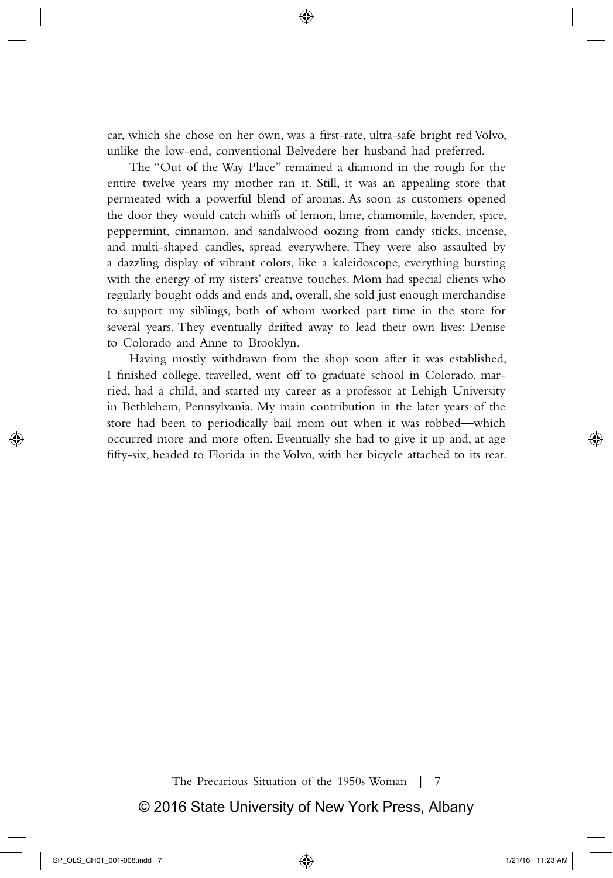car, which she chose on her own, was a first-rate, ultra-safe bright red Volvo, unlike the low-end, conventional Belvedere her husband had preferred.

The "Out of the Way Place" remained a diamond in the rough for the entire twelve years my mother ran it. Still, it was an appealing store that permeated with a powerful blend of aromas. As soon as customers opened the door they would catch whiffs of lemon, lime, chamomile, lavender, spice, peppermint, cinnamon, and sandalwood oozing from candy sticks, incense, and multi-shaped candles, spread everywhere. They were also assaulted by a dazzling display of vibrant colors, like a kaleidoscope, everything bursting with the energy of my sisters' creative touches. Mom had special clients who regularly bought odds and ends and, overall, she sold just enough merchandise to support my siblings, both of whom worked part time in the store for several years. They eventually drifted away to lead their own lives: Denise to Colorado and Anne to Brooklyn.

Having mostly withdrawn from the shop soon after it was established, I finished college, travelled, went off to graduate school in Colorado, married, had a child, and started my career as a professor at Lehigh University in Bethlehem, Pennsylvania. My main contribution in the later years of the store had been to periodically bail mom out when it was robbed—which occurred more and more often. Eventually she had to give it up and, at age fifty-six, headed to Florida in the Volvo, with her bicycle attached to its rear.

© 2016 State University of New York Press, Albany